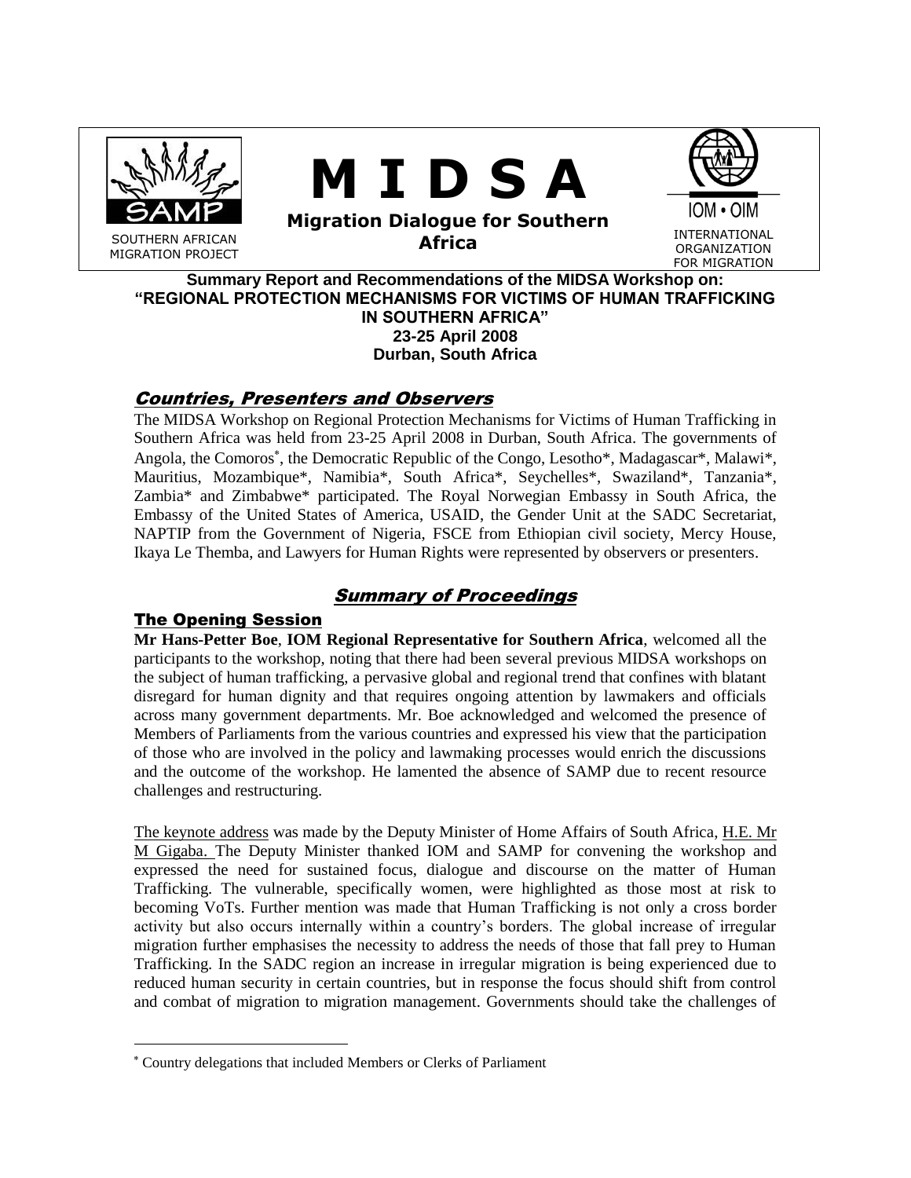SOUTHERN AFRICAN MIGRATION PROJECT

# M I D S A

**Migration Dialogue for Southern Africa**

INTERNATIONAL ORGANIZATION FOR MIGRATION

**Summary Report and Recommendations of the MIDSA Workshop on:**
**"REGIONAL PROTECTION MECHANISMS FOR VICTIMS OF HUMAN TRAFFICKING IN SOUTHERN AFRICA"**
**23-25 April 2008**
**Durban, South Africa**

## *Countries, Presenters and Observers*

The MIDSA Workshop on Regional Protection Mechanisms for Victims of Human Trafficking in Southern Africa was held from 23-25 April 2008 in Durban, South Africa. The governments of Angola, the Comoros*, the Democratic Republic of the Congo, Lesotho*, Madagascar*, Malawi*, Mauritius, Mozambique*, Namibia*, South Africa*, Seychelles*, Swaziland*, Tanzania*, Zambia* and Zimbabwe* participated. The Royal Norwegian Embassy in South Africa, the Embassy of the United States of America, USAID, the Gender Unit at the SADC Secretariat, NAPTIP from the Government of Nigeria, FSCE from Ethiopian civil society, Mercy House, Ikaya Le Themba, and Lawyers for Human Rights were represented by observers or presenters.

## *Summary of Proceedings*

### The Opening Session

**Mr Hans-Petter Boe**, **IOM Regional Representative for Southern Africa**, welcomed all the participants to the workshop, noting that there had been several previous MIDSA workshops on the subject of human trafficking, a pervasive global and regional trend that confines with blatant disregard for human dignity and that requires ongoing attention by lawmakers and officials across many government departments. Mr. Boe acknowledged and welcomed the presence of Members of Parliaments from the various countries and expressed his view that the participation of those who are involved in the policy and lawmaking processes would enrich the discussions and the outcome of the workshop. He lamented the absence of SAMP due to recent resource challenges and restructuring.

The keynote address was made by the Deputy Minister of Home Affairs of South Africa, H.E. Mr M Gigaba. The Deputy Minister thanked IOM and SAMP for convening the workshop and expressed the need for sustained focus, dialogue and discourse on the matter of Human Trafficking. The vulnerable, specifically women, were highlighted as those most at risk to becoming VoTs. Further mention was made that Human Trafficking is not only a cross border activity but also occurs internally within a country's borders. The global increase of irregular migration further emphasises the necessity to address the needs of those that fall prey to Human Trafficking. In the SADC region an increase in irregular migration is being experienced due to reduced human security in certain countries, but in response the focus should shift from control and combat of migration to migration management. Governments should take the challenges of

---

\* Country delegations that included Members or Clerks of Parliament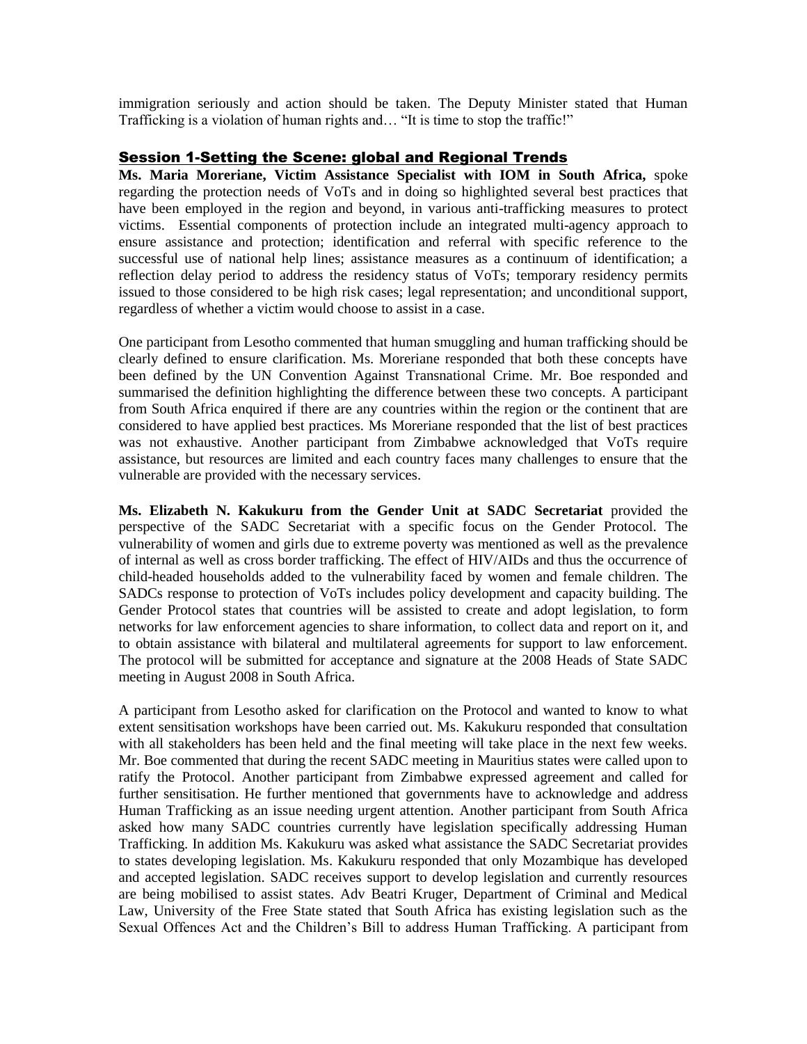immigration seriously and action should be taken. The Deputy Minister stated that Human Trafficking is a violation of human rights and… "It is time to stop the traffic!"

## Session 1-Setting the Scene: global and Regional Trends

**Ms. Maria Moreriane, Victim Assistance Specialist with IOM in South Africa,** spoke regarding the protection needs of VoTs and in doing so highlighted several best practices that have been employed in the region and beyond, in various anti-trafficking measures to protect victims. Essential components of protection include an integrated multi-agency approach to ensure assistance and protection; identification and referral with specific reference to the successful use of national help lines; assistance measures as a continuum of identification; a reflection delay period to address the residency status of VoTs; temporary residency permits issued to those considered to be high risk cases; legal representation; and unconditional support, regardless of whether a victim would choose to assist in a case.

One participant from Lesotho commented that human smuggling and human trafficking should be clearly defined to ensure clarification. Ms. Moreriane responded that both these concepts have been defined by the UN Convention Against Transnational Crime. Mr. Boe responded and summarised the definition highlighting the difference between these two concepts. A participant from South Africa enquired if there are any countries within the region or the continent that are considered to have applied best practices. Ms Moreriane responded that the list of best practices was not exhaustive. Another participant from Zimbabwe acknowledged that VoTs require assistance, but resources are limited and each country faces many challenges to ensure that the vulnerable are provided with the necessary services.

**Ms. Elizabeth N. Kakukuru from the Gender Unit at SADC Secretariat** provided the perspective of the SADC Secretariat with a specific focus on the Gender Protocol. The vulnerability of women and girls due to extreme poverty was mentioned as well as the prevalence of internal as well as cross border trafficking. The effect of HIV/AIDs and thus the occurrence of child-headed households added to the vulnerability faced by women and female children. The SADCs response to protection of VoTs includes policy development and capacity building. The Gender Protocol states that countries will be assisted to create and adopt legislation, to form networks for law enforcement agencies to share information, to collect data and report on it, and to obtain assistance with bilateral and multilateral agreements for support to law enforcement. The protocol will be submitted for acceptance and signature at the 2008 Heads of State SADC meeting in August 2008 in South Africa.

A participant from Lesotho asked for clarification on the Protocol and wanted to know to what extent sensitisation workshops have been carried out. Ms. Kakukuru responded that consultation with all stakeholders has been held and the final meeting will take place in the next few weeks. Mr. Boe commented that during the recent SADC meeting in Mauritius states were called upon to ratify the Protocol. Another participant from Zimbabwe expressed agreement and called for further sensitisation. He further mentioned that governments have to acknowledge and address Human Trafficking as an issue needing urgent attention. Another participant from South Africa asked how many SADC countries currently have legislation specifically addressing Human Trafficking. In addition Ms. Kakukuru was asked what assistance the SADC Secretariat provides to states developing legislation. Ms. Kakukuru responded that only Mozambique has developed and accepted legislation. SADC receives support to develop legislation and currently resources are being mobilised to assist states. Adv Beatri Kruger, Department of Criminal and Medical Law, University of the Free State stated that South Africa has existing legislation such as the Sexual Offences Act and the Children's Bill to address Human Trafficking. A participant from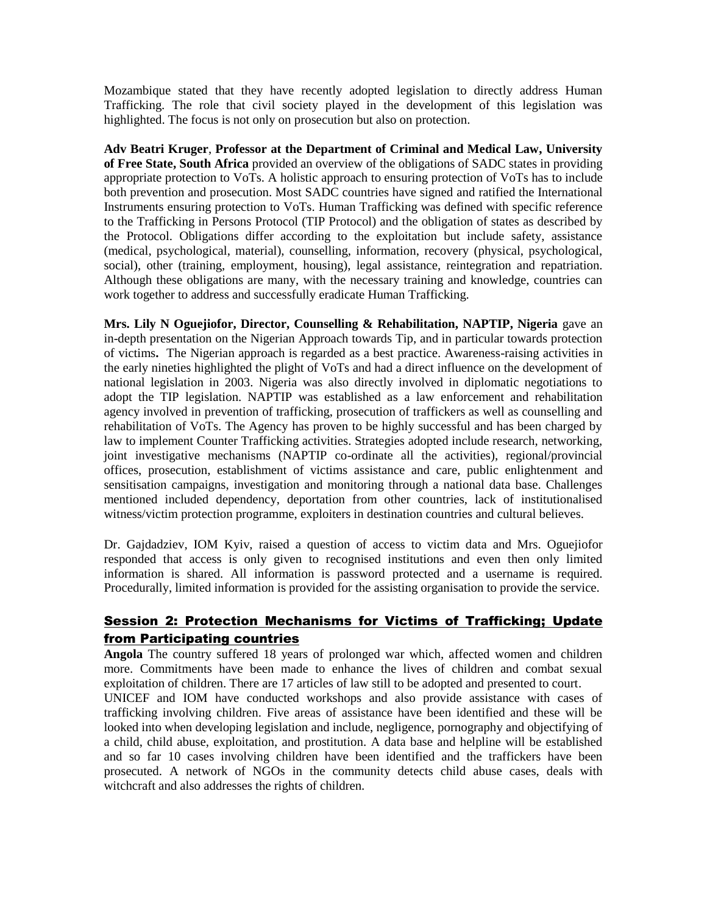Mozambique stated that they have recently adopted legislation to directly address Human Trafficking. The role that civil society played in the development of this legislation was highlighted. The focus is not only on prosecution but also on protection.

**Adv Beatri Kruger**, **Professor at the Department of Criminal and Medical Law, University of Free State, South Africa** provided an overview of the obligations of SADC states in providing appropriate protection to VoTs. A holistic approach to ensuring protection of VoTs has to include both prevention and prosecution. Most SADC countries have signed and ratified the International Instruments ensuring protection to VoTs. Human Trafficking was defined with specific reference to the Trafficking in Persons Protocol (TIP Protocol) and the obligation of states as described by the Protocol. Obligations differ according to the exploitation but include safety, assistance (medical, psychological, material), counselling, information, recovery (physical, psychological, social), other (training, employment, housing), legal assistance, reintegration and repatriation. Although these obligations are many, with the necessary training and knowledge, countries can work together to address and successfully eradicate Human Trafficking.

**Mrs. Lily N Oguejiofor, Director, Counselling & Rehabilitation, NAPTIP, Nigeria** gave an in-depth presentation on the Nigerian Approach towards Tip, and in particular towards protection of victims**.** The Nigerian approach is regarded as a best practice. Awareness-raising activities in the early nineties highlighted the plight of VoTs and had a direct influence on the development of national legislation in 2003. Nigeria was also directly involved in diplomatic negotiations to adopt the TIP legislation. NAPTIP was established as a law enforcement and rehabilitation agency involved in prevention of trafficking, prosecution of traffickers as well as counselling and rehabilitation of VoTs. The Agency has proven to be highly successful and has been charged by law to implement Counter Trafficking activities. Strategies adopted include research, networking, joint investigative mechanisms (NAPTIP co-ordinate all the activities), regional/provincial offices, prosecution, establishment of victims assistance and care, public enlightenment and sensitisation campaigns, investigation and monitoring through a national data base. Challenges mentioned included dependency, deportation from other countries, lack of institutionalised witness/victim protection programme, exploiters in destination countries and cultural believes.

Dr. Gajdadziev, IOM Kyiv, raised a question of access to victim data and Mrs. Oguejiofor responded that access is only given to recognised institutions and even then only limited information is shared. All information is password protected and a username is required. Procedurally, limited information is provided for the assisting organisation to provide the service.

## Session 2: Protection Mechanisms for Victims of Trafficking; Update from Participating countries

**Angola** The country suffered 18 years of prolonged war which, affected women and children more. Commitments have been made to enhance the lives of children and combat sexual exploitation of children. There are 17 articles of law still to be adopted and presented to court.

UNICEF and IOM have conducted workshops and also provide assistance with cases of trafficking involving children. Five areas of assistance have been identified and these will be looked into when developing legislation and include, negligence, pornography and objectifying of a child, child abuse, exploitation, and prostitution. A data base and helpline will be established and so far 10 cases involving children have been identified and the traffickers have been prosecuted. A network of NGOs in the community detects child abuse cases, deals with witchcraft and also addresses the rights of children.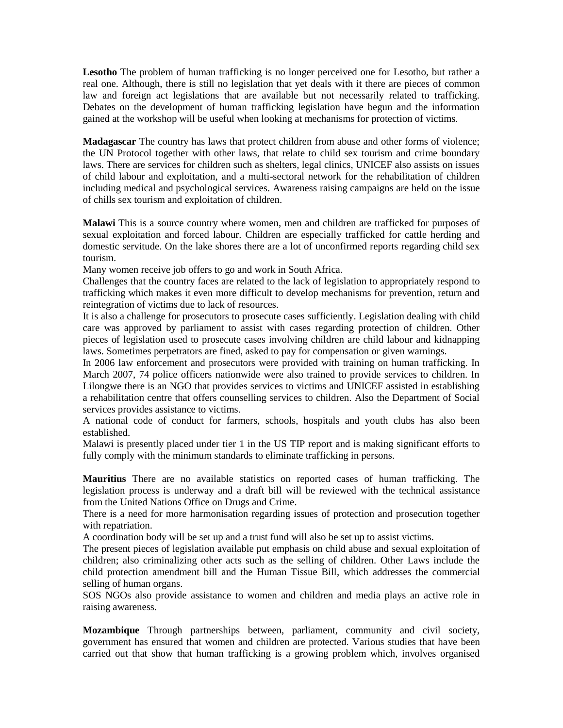**Lesotho** The problem of human trafficking is no longer perceived one for Lesotho, but rather a real one. Although, there is still no legislation that yet deals with it there are pieces of common law and foreign act legislations that are available but not necessarily related to trafficking. Debates on the development of human trafficking legislation have begun and the information gained at the workshop will be useful when looking at mechanisms for protection of victims.

**Madagascar** The country has laws that protect children from abuse and other forms of violence; the UN Protocol together with other laws, that relate to child sex tourism and crime boundary laws. There are services for children such as shelters, legal clinics, UNICEF also assists on issues of child labour and exploitation, and a multi-sectoral network for the rehabilitation of children including medical and psychological services. Awareness raising campaigns are held on the issue of chills sex tourism and exploitation of children.

**Malawi** This is a source country where women, men and children are trafficked for purposes of sexual exploitation and forced labour. Children are especially trafficked for cattle herding and domestic servitude. On the lake shores there are a lot of unconfirmed reports regarding child sex tourism.

Many women receive job offers to go and work in South Africa.

Challenges that the country faces are related to the lack of legislation to appropriately respond to trafficking which makes it even more difficult to develop mechanisms for prevention, return and reintegration of victims due to lack of resources.

It is also a challenge for prosecutors to prosecute cases sufficiently. Legislation dealing with child care was approved by parliament to assist with cases regarding protection of children. Other pieces of legislation used to prosecute cases involving children are child labour and kidnapping laws. Sometimes perpetrators are fined, asked to pay for compensation or given warnings.

In 2006 law enforcement and prosecutors were provided with training on human trafficking. In March 2007, 74 police officers nationwide were also trained to provide services to children. In Lilongwe there is an NGO that provides services to victims and UNICEF assisted in establishing a rehabilitation centre that offers counselling services to children. Also the Department of Social services provides assistance to victims.

A national code of conduct for farmers, schools, hospitals and youth clubs has also been established.

Malawi is presently placed under tier 1 in the US TIP report and is making significant efforts to fully comply with the minimum standards to eliminate trafficking in persons.

**Mauritius** There are no available statistics on reported cases of human trafficking. The legislation process is underway and a draft bill will be reviewed with the technical assistance from the United Nations Office on Drugs and Crime.

There is a need for more harmonisation regarding issues of protection and prosecution together with repatriation.

A coordination body will be set up and a trust fund will also be set up to assist victims.

The present pieces of legislation available put emphasis on child abuse and sexual exploitation of children; also criminalizing other acts such as the selling of children. Other Laws include the child protection amendment bill and the Human Tissue Bill, which addresses the commercial selling of human organs.

SOS NGOs also provide assistance to women and children and media plays an active role in raising awareness.

**Mozambique** Through partnerships between, parliament, community and civil society, government has ensured that women and children are protected. Various studies that have been carried out that show that human trafficking is a growing problem which, involves organised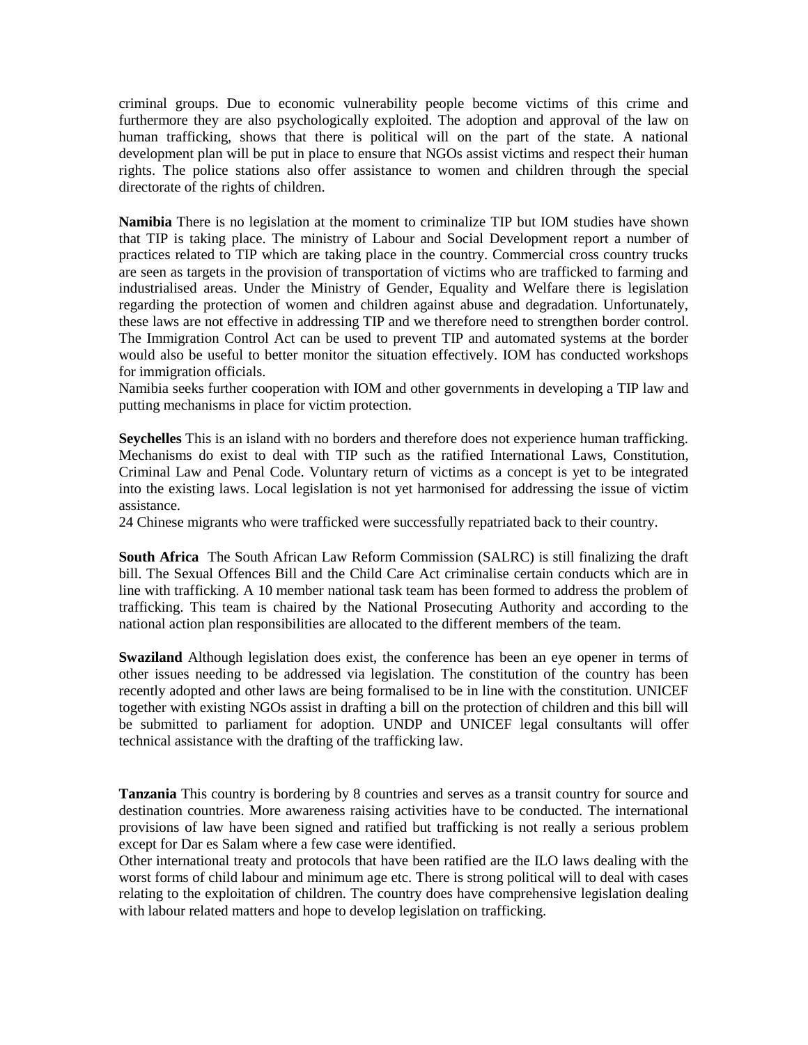criminal groups. Due to economic vulnerability people become victims of this crime and furthermore they are also psychologically exploited. The adoption and approval of the law on human trafficking, shows that there is political will on the part of the state. A national development plan will be put in place to ensure that NGOs assist victims and respect their human rights. The police stations also offer assistance to women and children through the special directorate of the rights of children.

**Namibia** There is no legislation at the moment to criminalize TIP but IOM studies have shown that TIP is taking place. The ministry of Labour and Social Development report a number of practices related to TIP which are taking place in the country. Commercial cross country trucks are seen as targets in the provision of transportation of victims who are trafficked to farming and industrialised areas. Under the Ministry of Gender, Equality and Welfare there is legislation regarding the protection of women and children against abuse and degradation. Unfortunately, these laws are not effective in addressing TIP and we therefore need to strengthen border control. The Immigration Control Act can be used to prevent TIP and automated systems at the border would also be useful to better monitor the situation effectively. IOM has conducted workshops for immigration officials.
Namibia seeks further cooperation with IOM and other governments in developing a TIP law and putting mechanisms in place for victim protection.

**Seychelles** This is an island with no borders and therefore does not experience human trafficking. Mechanisms do exist to deal with TIP such as the ratified International Laws, Constitution, Criminal Law and Penal Code. Voluntary return of victims as a concept is yet to be integrated into the existing laws. Local legislation is not yet harmonised for addressing the issue of victim assistance.
24 Chinese migrants who were trafficked were successfully repatriated back to their country.

**South Africa** The South African Law Reform Commission (SALRC) is still finalizing the draft bill. The Sexual Offences Bill and the Child Care Act criminalise certain conducts which are in line with trafficking. A 10 member national task team has been formed to address the problem of trafficking. This team is chaired by the National Prosecuting Authority and according to the national action plan responsibilities are allocated to the different members of the team.

**Swaziland** Although legislation does exist, the conference has been an eye opener in terms of other issues needing to be addressed via legislation. The constitution of the country has been recently adopted and other laws are being formalised to be in line with the constitution. UNICEF together with existing NGOs assist in drafting a bill on the protection of children and this bill will be submitted to parliament for adoption. UNDP and UNICEF legal consultants will offer technical assistance with the drafting of the trafficking law.

**Tanzania** This country is bordering by 8 countries and serves as a transit country for source and destination countries. More awareness raising activities have to be conducted. The international provisions of law have been signed and ratified but trafficking is not really a serious problem except for Dar es Salam where a few case were identified.
Other international treaty and protocols that have been ratified are the ILO laws dealing with the worst forms of child labour and minimum age etc. There is strong political will to deal with cases relating to the exploitation of children. The country does have comprehensive legislation dealing with labour related matters and hope to develop legislation on trafficking.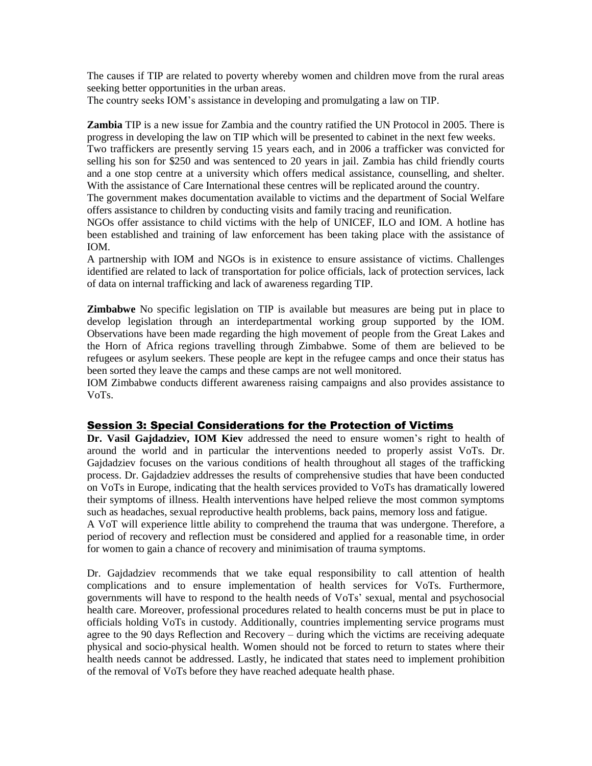The causes if TIP are related to poverty whereby women and children move from the rural areas seeking better opportunities in the urban areas.
The country seeks IOM's assistance in developing and promulgating a law on TIP.

**Zambia** TIP is a new issue for Zambia and the country ratified the UN Protocol in 2005. There is progress in developing the law on TIP which will be presented to cabinet in the next few weeks.
Two traffickers are presently serving 15 years each, and in 2006 a trafficker was convicted for selling his son for $250 and was sentenced to 20 years in jail. Zambia has child friendly courts and a one stop centre at a university which offers medical assistance, counselling, and shelter. With the assistance of Care International these centres will be replicated around the country.
The government makes documentation available to victims and the department of Social Welfare offers assistance to children by conducting visits and family tracing and reunification.
NGOs offer assistance to child victims with the help of UNICEF, ILO and IOM. A hotline has been established and training of law enforcement has been taking place with the assistance of IOM.
A partnership with IOM and NGOs is in existence to ensure assistance of victims. Challenges identified are related to lack of transportation for police officials, lack of protection services, lack of data on internal trafficking and lack of awareness regarding TIP.

**Zimbabwe** No specific legislation on TIP is available but measures are being put in place to develop legislation through an interdepartmental working group supported by the IOM. Observations have been made regarding the high movement of people from the Great Lakes and the Horn of Africa regions travelling through Zimbabwe. Some of them are believed to be refugees or asylum seekers. These people are kept in the refugee camps and once their status has been sorted they leave the camps and these camps are not well monitored.
IOM Zimbabwe conducts different awareness raising campaigns and also provides assistance to VoTs.

## Session 3: Special Considerations for the Protection of Victims

**Dr. Vasil Gajdadziev, IOM Kiev** addressed the need to ensure women's right to health of around the world and in particular the interventions needed to properly assist VoTs. Dr. Gajdadziev focuses on the various conditions of health throughout all stages of the trafficking process. Dr. Gajdadziev addresses the results of comprehensive studies that have been conducted on VoTs in Europe, indicating that the health services provided to VoTs has dramatically lowered their symptoms of illness. Health interventions have helped relieve the most common symptoms such as headaches, sexual reproductive health problems, back pains, memory loss and fatigue.
A VoT will experience little ability to comprehend the trauma that was undergone. Therefore, a period of recovery and reflection must be considered and applied for a reasonable time, in order for women to gain a chance of recovery and minimisation of trauma symptoms.

Dr. Gajdadziev recommends that we take equal responsibility to call attention of health complications and to ensure implementation of health services for VoTs. Furthermore, governments will have to respond to the health needs of VoTs' sexual, mental and psychosocial health care. Moreover, professional procedures related to health concerns must be put in place to officials holding VoTs in custody. Additionally, countries implementing service programs must agree to the 90 days Reflection and Recovery – during which the victims are receiving adequate physical and socio-physical health. Women should not be forced to return to states where their health needs cannot be addressed. Lastly, he indicated that states need to implement prohibition of the removal of VoTs before they have reached adequate health phase.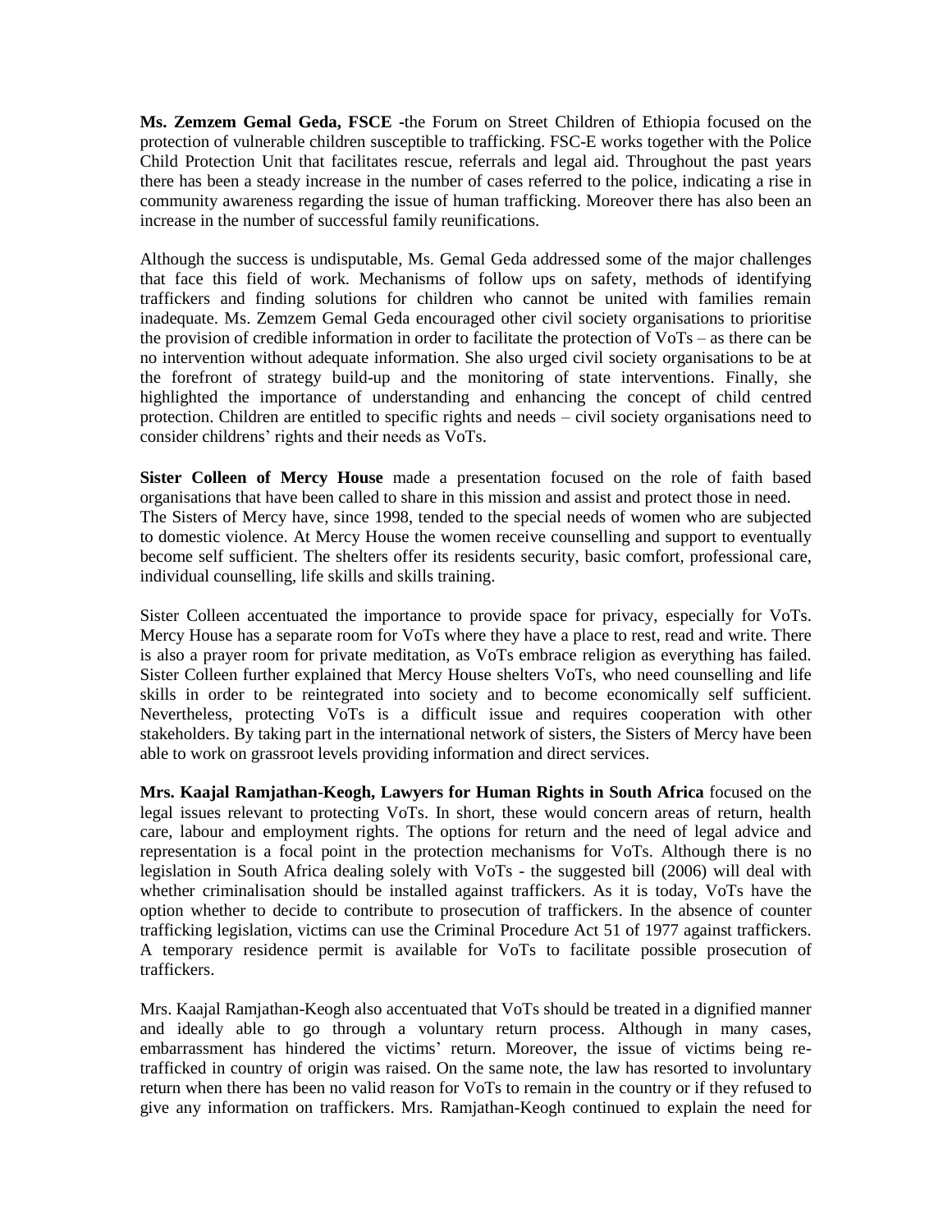**Ms. Zemzem Gemal Geda, FSCE** -the Forum on Street Children of Ethiopia focused on the protection of vulnerable children susceptible to trafficking. FSC-E works together with the Police Child Protection Unit that facilitates rescue, referrals and legal aid. Throughout the past years there has been a steady increase in the number of cases referred to the police, indicating a rise in community awareness regarding the issue of human trafficking. Moreover there has also been an increase in the number of successful family reunifications.

Although the success is undisputable, Ms. Gemal Geda addressed some of the major challenges that face this field of work. Mechanisms of follow ups on safety, methods of identifying traffickers and finding solutions for children who cannot be united with families remain inadequate. Ms. Zemzem Gemal Geda encouraged other civil society organisations to prioritise the provision of credible information in order to facilitate the protection of VoTs – as there can be no intervention without adequate information. She also urged civil society organisations to be at the forefront of strategy build-up and the monitoring of state interventions. Finally, she highlighted the importance of understanding and enhancing the concept of child centred protection. Children are entitled to specific rights and needs – civil society organisations need to consider childrens' rights and their needs as VoTs.

**Sister Colleen of Mercy House** made a presentation focused on the role of faith based organisations that have been called to share in this mission and assist and protect those in need. The Sisters of Mercy have, since 1998, tended to the special needs of women who are subjected to domestic violence. At Mercy House the women receive counselling and support to eventually become self sufficient. The shelters offer its residents security, basic comfort, professional care, individual counselling, life skills and skills training.

Sister Colleen accentuated the importance to provide space for privacy, especially for VoTs. Mercy House has a separate room for VoTs where they have a place to rest, read and write. There is also a prayer room for private meditation, as VoTs embrace religion as everything has failed. Sister Colleen further explained that Mercy House shelters VoTs, who need counselling and life skills in order to be reintegrated into society and to become economically self sufficient. Nevertheless, protecting VoTs is a difficult issue and requires cooperation with other stakeholders. By taking part in the international network of sisters, the Sisters of Mercy have been able to work on grassroot levels providing information and direct services.

**Mrs. Kaajal Ramjathan-Keogh, Lawyers for Human Rights in South Africa** focused on the legal issues relevant to protecting VoTs. In short, these would concern areas of return, health care, labour and employment rights. The options for return and the need of legal advice and representation is a focal point in the protection mechanisms for VoTs. Although there is no legislation in South Africa dealing solely with VoTs - the suggested bill (2006) will deal with whether criminalisation should be installed against traffickers. As it is today, VoTs have the option whether to decide to contribute to prosecution of traffickers. In the absence of counter trafficking legislation, victims can use the Criminal Procedure Act 51 of 1977 against traffickers. A temporary residence permit is available for VoTs to facilitate possible prosecution of traffickers.

Mrs. Kaajal Ramjathan-Keogh also accentuated that VoTs should be treated in a dignified manner and ideally able to go through a voluntary return process. Although in many cases, embarrassment has hindered the victims' return. Moreover, the issue of victims being re-trafficked in country of origin was raised. On the same note, the law has resorted to involuntary return when there has been no valid reason for VoTs to remain in the country or if they refused to give any information on traffickers. Mrs. Ramjathan-Keogh continued to explain the need for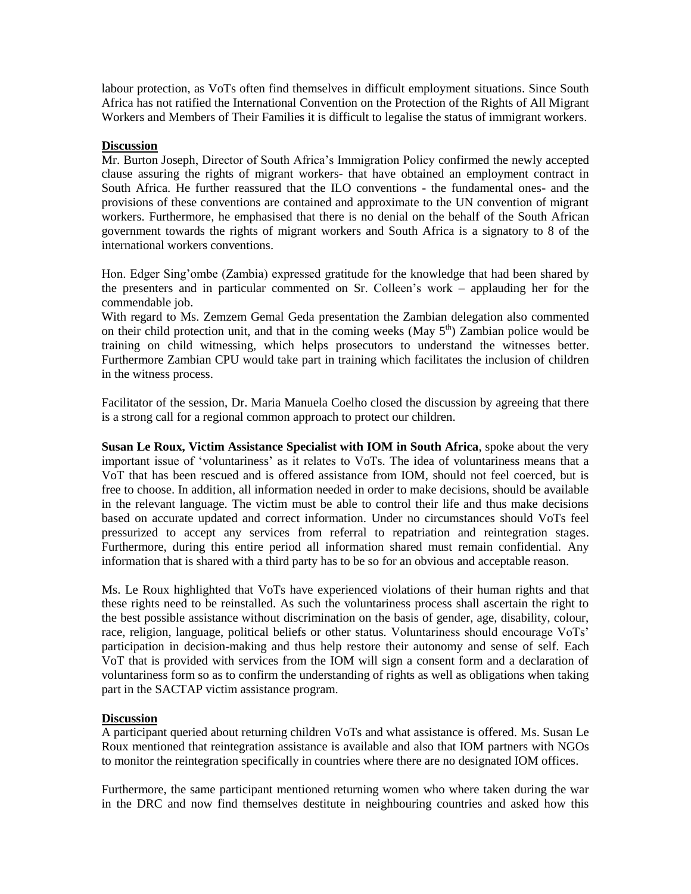labour protection, as VoTs often find themselves in difficult employment situations. Since South Africa has not ratified the International Convention on the Protection of the Rights of All Migrant Workers and Members of Their Families it is difficult to legalise the status of immigrant workers.

**Discussion**

Mr. Burton Joseph, Director of South Africa's Immigration Policy confirmed the newly accepted clause assuring the rights of migrant workers- that have obtained an employment contract in South Africa. He further reassured that the ILO conventions - the fundamental ones- and the provisions of these conventions are contained and approximate to the UN convention of migrant workers. Furthermore, he emphasised that there is no denial on the behalf of the South African government towards the rights of migrant workers and South Africa is a signatory to 8 of the international workers conventions.

Hon. Edger Sing'ombe (Zambia) expressed gratitude for the knowledge that had been shared by the presenters and in particular commented on Sr. Colleen's work – applauding her for the commendable job.

With regard to Ms. Zemzem Gemal Geda presentation the Zambian delegation also commented on their child protection unit, and that in the coming weeks (May 5th) Zambian police would be training on child witnessing, which helps prosecutors to understand the witnesses better. Furthermore Zambian CPU would take part in training which facilitates the inclusion of children in the witness process.

Facilitator of the session, Dr. Maria Manuela Coelho closed the discussion by agreeing that there is a strong call for a regional common approach to protect our children.

**Susan Le Roux, Victim Assistance Specialist with IOM in South Africa**, spoke about the very important issue of 'voluntariness' as it relates to VoTs. The idea of voluntariness means that a VoT that has been rescued and is offered assistance from IOM, should not feel coerced, but is free to choose. In addition, all information needed in order to make decisions, should be available in the relevant language. The victim must be able to control their life and thus make decisions based on accurate updated and correct information. Under no circumstances should VoTs feel pressurized to accept any services from referral to repatriation and reintegration stages. Furthermore, during this entire period all information shared must remain confidential. Any information that is shared with a third party has to be so for an obvious and acceptable reason.

Ms. Le Roux highlighted that VoTs have experienced violations of their human rights and that these rights need to be reinstalled. As such the voluntariness process shall ascertain the right to the best possible assistance without discrimination on the basis of gender, age, disability, colour, race, religion, language, political beliefs or other status. Voluntariness should encourage VoTs' participation in decision-making and thus help restore their autonomy and sense of self. Each VoT that is provided with services from the IOM will sign a consent form and a declaration of voluntariness form so as to confirm the understanding of rights as well as obligations when taking part in the SACTAP victim assistance program.

**Discussion**

A participant queried about returning children VoTs and what assistance is offered. Ms. Susan Le Roux mentioned that reintegration assistance is available and also that IOM partners with NGOs to monitor the reintegration specifically in countries where there are no designated IOM offices.

Furthermore, the same participant mentioned returning women who where taken during the war in the DRC and now find themselves destitute in neighbouring countries and asked how this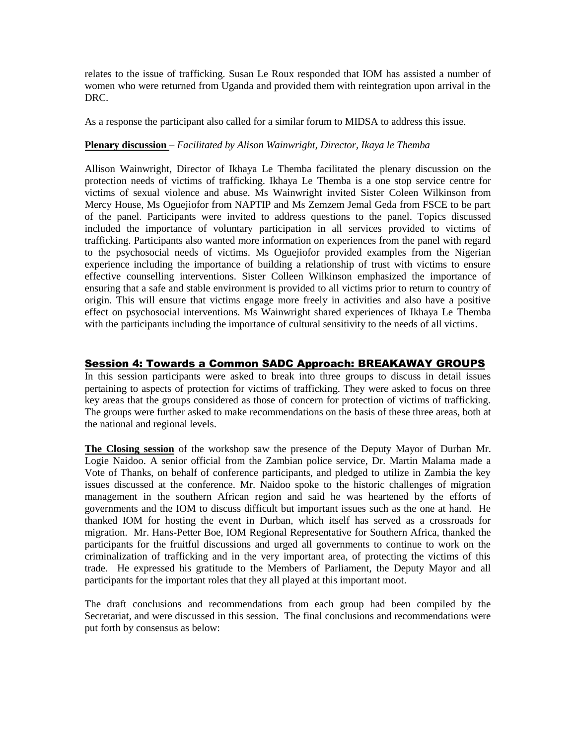relates to the issue of trafficking. Susan Le Roux responded that IOM has assisted a number of women who were returned from Uganda and provided them with reintegration upon arrival in the DRC.

As a response the participant also called for a similar forum to MIDSA to address this issue.

**Plenary discussion** – *Facilitated by Alison Wainwright, Director, Ikaya le Themba*

Allison Wainwright, Director of Ikhaya Le Themba facilitated the plenary discussion on the protection needs of victims of trafficking. Ikhaya Le Themba is a one stop service centre for victims of sexual violence and abuse. Ms Wainwright invited Sister Coleen Wilkinson from Mercy House, Ms Oguejiofor from NAPTIP and Ms Zemzem Jemal Geda from FSCE to be part of the panel. Participants were invited to address questions to the panel. Topics discussed included the importance of voluntary participation in all services provided to victims of trafficking. Participants also wanted more information on experiences from the panel with regard to the psychosocial needs of victims. Ms Oguejiofor provided examples from the Nigerian experience including the importance of building a relationship of trust with victims to ensure effective counselling interventions. Sister Colleen Wilkinson emphasized the importance of ensuring that a safe and stable environment is provided to all victims prior to return to country of origin. This will ensure that victims engage more freely in activities and also have a positive effect on psychosocial interventions. Ms Wainwright shared experiences of Ikhaya Le Themba with the participants including the importance of cultural sensitivity to the needs of all victims.

## Session 4: Towards a Common SADC Approach: BREAKAWAY GROUPS

In this session participants were asked to break into three groups to discuss in detail issues pertaining to aspects of protection for victims of trafficking. They were asked to focus on three key areas that the groups considered as those of concern for protection of victims of trafficking. The groups were further asked to make recommendations on the basis of these three areas, both at the national and regional levels.

**The Closing session** of the workshop saw the presence of the Deputy Mayor of Durban Mr. Logie Naidoo. A senior official from the Zambian police service, Dr. Martin Malama made a Vote of Thanks, on behalf of conference participants, and pledged to utilize in Zambia the key issues discussed at the conference. Mr. Naidoo spoke to the historic challenges of migration management in the southern African region and said he was heartened by the efforts of governments and the IOM to discuss difficult but important issues such as the one at hand. He thanked IOM for hosting the event in Durban, which itself has served as a crossroads for migration. Mr. Hans-Petter Boe, IOM Regional Representative for Southern Africa, thanked the participants for the fruitful discussions and urged all governments to continue to work on the criminalization of trafficking and in the very important area, of protecting the victims of this trade. He expressed his gratitude to the Members of Parliament, the Deputy Mayor and all participants for the important roles that they all played at this important moot.

The draft conclusions and recommendations from each group had been compiled by the Secretariat, and were discussed in this session. The final conclusions and recommendations were put forth by consensus as below: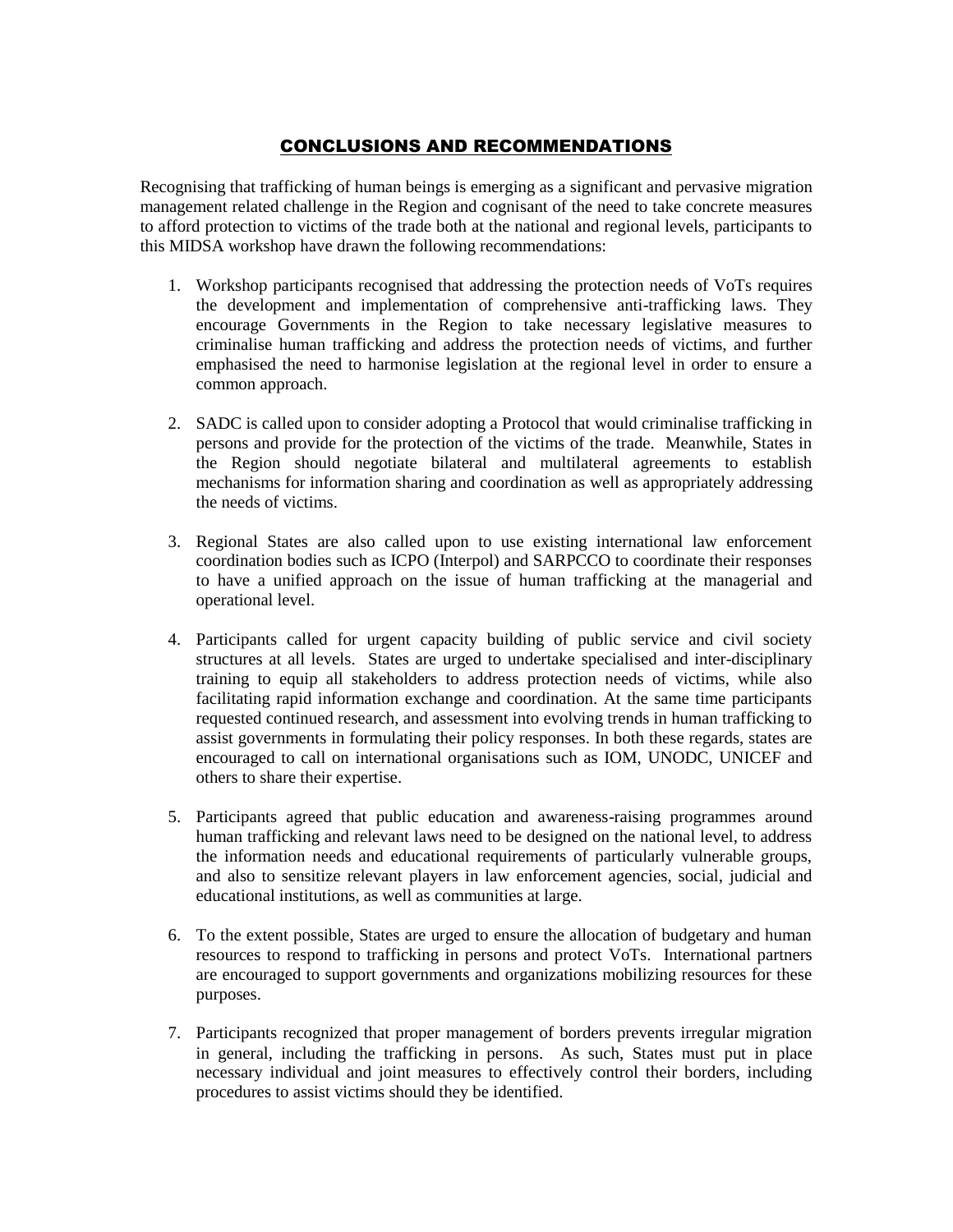## CONCLUSIONS AND RECOMMENDATIONS

Recognising that trafficking of human beings is emerging as a significant and pervasive migration management related challenge in the Region and cognisant of the need to take concrete measures to afford protection to victims of the trade both at the national and regional levels, participants to this MIDSA workshop have drawn the following recommendations:

1. Workshop participants recognised that addressing the protection needs of VoTs requires the development and implementation of comprehensive anti-trafficking laws. They encourage Governments in the Region to take necessary legislative measures to criminalise human trafficking and address the protection needs of victims, and further emphasised the need to harmonise legislation at the regional level in order to ensure a common approach.

2. SADC is called upon to consider adopting a Protocol that would criminalise trafficking in persons and provide for the protection of the victims of the trade. Meanwhile, States in the Region should negotiate bilateral and multilateral agreements to establish mechanisms for information sharing and coordination as well as appropriately addressing the needs of victims.

3. Regional States are also called upon to use existing international law enforcement coordination bodies such as ICPO (Interpol) and SARPCCO to coordinate their responses to have a unified approach on the issue of human trafficking at the managerial and operational level.

4. Participants called for urgent capacity building of public service and civil society structures at all levels. States are urged to undertake specialised and inter-disciplinary training to equip all stakeholders to address protection needs of victims, while also facilitating rapid information exchange and coordination. At the same time participants requested continued research, and assessment into evolving trends in human trafficking to assist governments in formulating their policy responses. In both these regards, states are encouraged to call on international organisations such as IOM, UNODC, UNICEF and others to share their expertise.

5. Participants agreed that public education and awareness-raising programmes around human trafficking and relevant laws need to be designed on the national level, to address the information needs and educational requirements of particularly vulnerable groups, and also to sensitize relevant players in law enforcement agencies, social, judicial and educational institutions, as well as communities at large.

6. To the extent possible, States are urged to ensure the allocation of budgetary and human resources to respond to trafficking in persons and protect VoTs. International partners are encouraged to support governments and organizations mobilizing resources for these purposes.

7. Participants recognized that proper management of borders prevents irregular migration in general, including the trafficking in persons. As such, States must put in place necessary individual and joint measures to effectively control their borders, including procedures to assist victims should they be identified.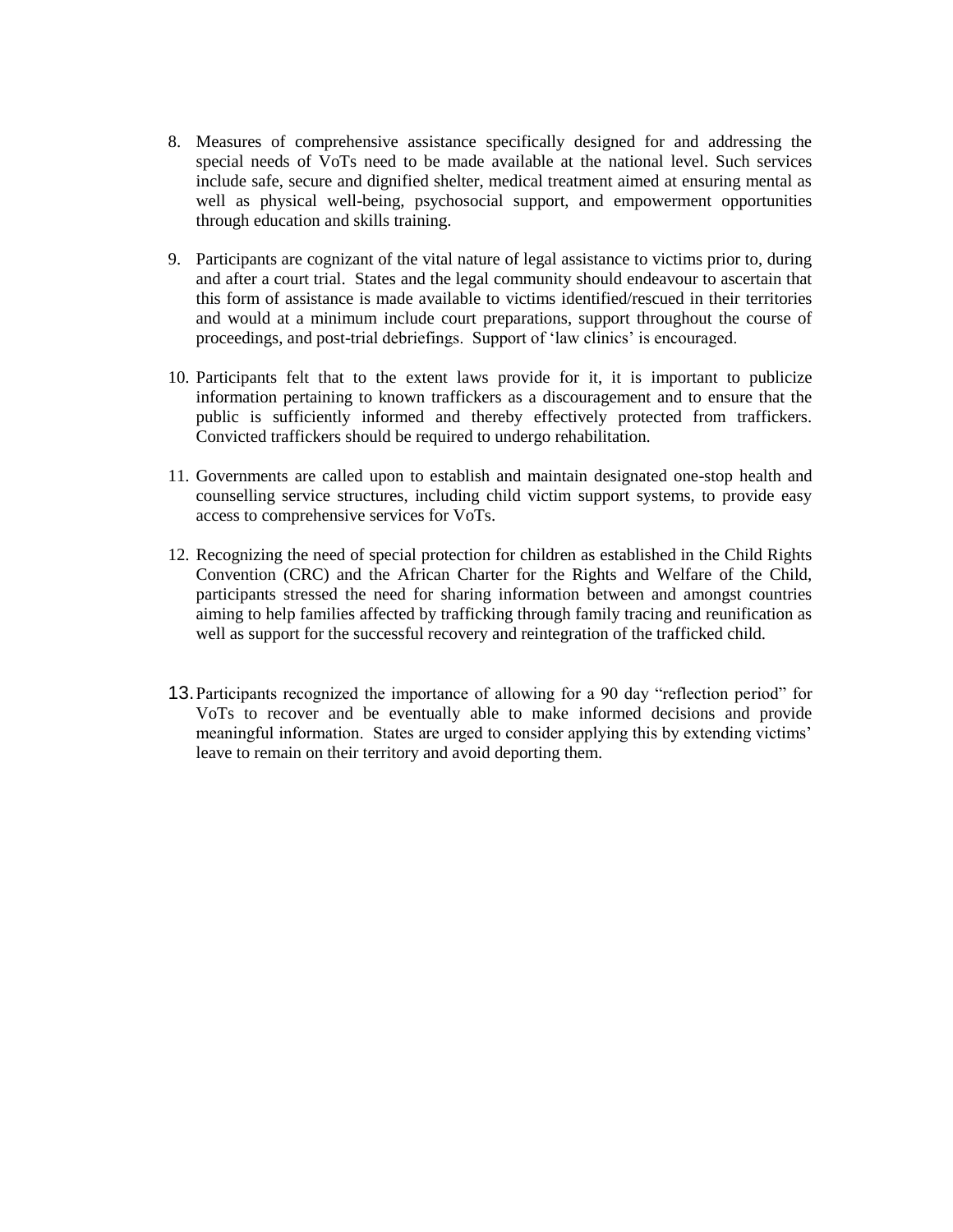8. Measures of comprehensive assistance specifically designed for and addressing the special needs of VoTs need to be made available at the national level. Such services include safe, secure and dignified shelter, medical treatment aimed at ensuring mental as well as physical well-being, psychosocial support, and empowerment opportunities through education and skills training.

9. Participants are cognizant of the vital nature of legal assistance to victims prior to, during and after a court trial. States and the legal community should endeavour to ascertain that this form of assistance is made available to victims identified/rescued in their territories and would at a minimum include court preparations, support throughout the course of proceedings, and post-trial debriefings. Support of 'law clinics' is encouraged.

10. Participants felt that to the extent laws provide for it, it is important to publicize information pertaining to known traffickers as a discouragement and to ensure that the public is sufficiently informed and thereby effectively protected from traffickers. Convicted traffickers should be required to undergo rehabilitation.

11. Governments are called upon to establish and maintain designated one-stop health and counselling service structures, including child victim support systems, to provide easy access to comprehensive services for VoTs.

12. Recognizing the need of special protection for children as established in the Child Rights Convention (CRC) and the African Charter for the Rights and Welfare of the Child, participants stressed the need for sharing information between and amongst countries aiming to help families affected by trafficking through family tracing and reunification as well as support for the successful recovery and reintegration of the trafficked child.

13. Participants recognized the importance of allowing for a 90 day "reflection period" for VoTs to recover and be eventually able to make informed decisions and provide meaningful information. States are urged to consider applying this by extending victims' leave to remain on their territory and avoid deporting them.